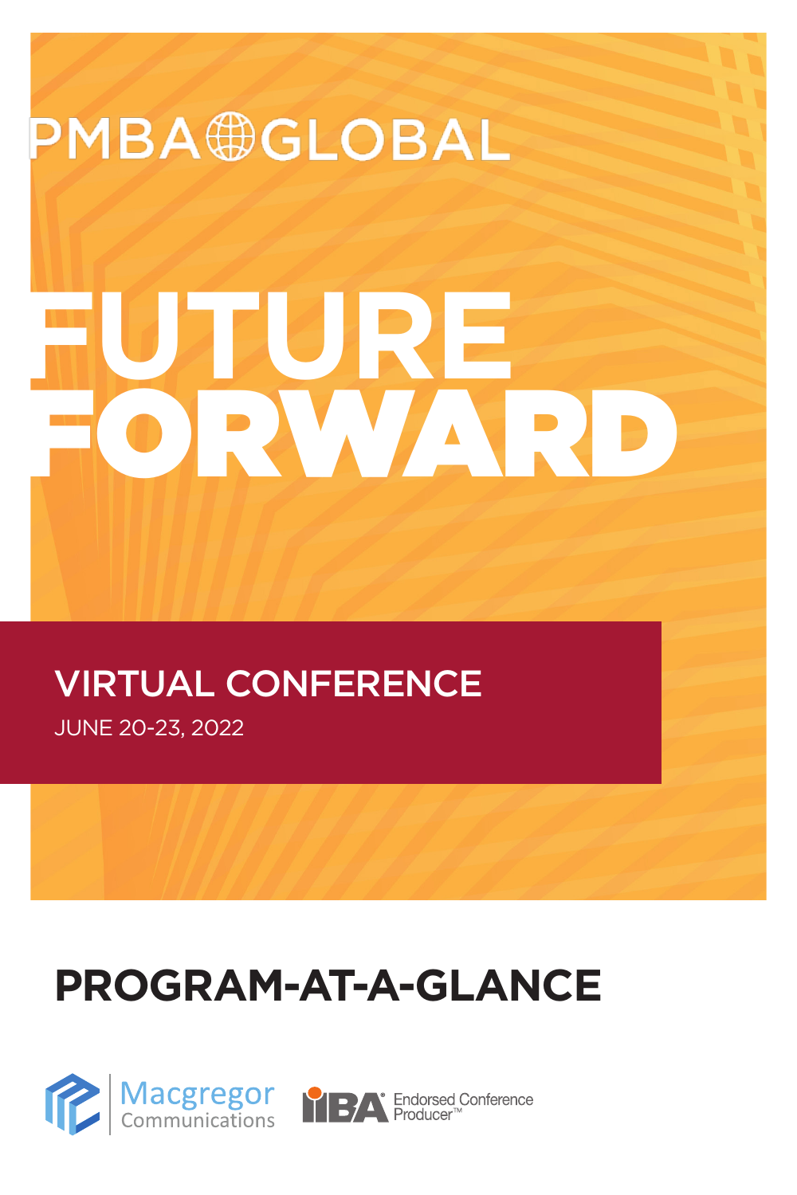PMBA GLOBAL

# FUTURE FORWARD

## VIRTUAL CONFERENCE

JUNE 20-23, 2022

# PROGRAM-AT-A-GLANCE

Macgregor Communications

IIBA® Endorsed Conference Producer™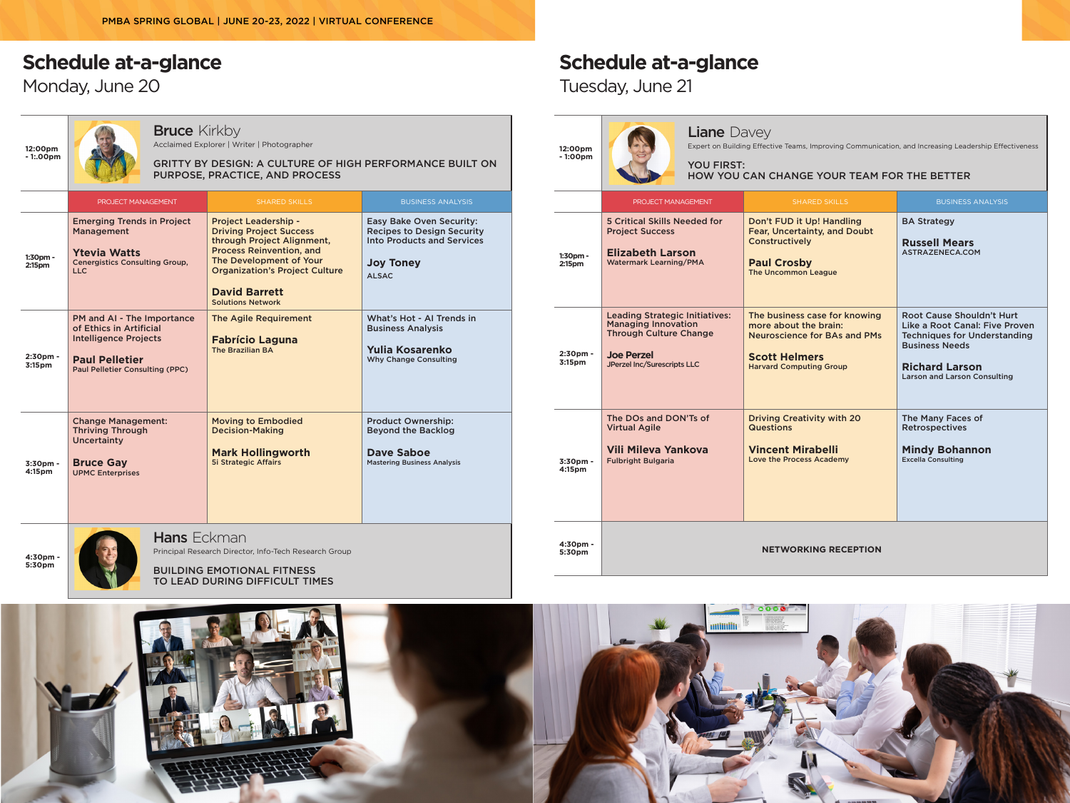## Schedule at-a-glance

### Monday, June 20

**12:00pm - 1::00pm**

**Bruce Kirkby**
Acclaimed Explorer | Writer | Photographer

GRITTY BY DESIGN: A CULTURE OF HIGH PERFORMANCE BUILT ON PURPOSE, PRACTICE, AND PROCESS

| | PROJECT MANAGEMENT | SHARED SKILLS | BUSINESS ANALYSIS |
|---|---|---|---|
| 1:30pm - 2:15pm | Emerging Trends in Project Management<br>**Ytevia Watts**<br>Cenergistics Consulting Group, LLC | Project Leadership - Driving Project Success through Project Alignment, Process Reinvention, and The Development of Your Organization's Project Culture<br>**David Barrett**<br>Solutions Network | Easy Bake Oven Security: Recipes to Design Security Into Products and Services<br>**Joy Toney**<br>ALSAC |
| 2:30pm - 3:15pm | PM and AI - The Importance of Ethics in Artificial Intelligence Projects<br>**Paul Pelletier**<br>Paul Pelletier Consulting (PPC) | The Agile Requirement<br>**Fabrício Laguna**<br>The Brazilian BA | What's Hot - AI Trends in Business Analysis<br>**Yulia Kosarenko**<br>Why Change Consulting |
| 3:30pm - 4:15pm | Change Management: Thriving Through Uncertainty<br>**Bruce Gay**<br>UPMC Enterprises | Moving to Embodied Decision-Making<br>**Mark Hollingworth**<br>5i Strategic Affairs | Product Ownership: Beyond the Backlog<br>**Dave Saboe**<br>Mastering Business Analysis |

**4:30pm - 5:30pm**

**Hans Eckman**
Principal Research Director, Info-Tech Research Group

BUILDING EMOTIONAL FITNESS TO LEAD DURING DIFFICULT TIMES

## Schedule at-a-glance

### Tuesday, June 21

**12:00pm - 1:00pm**

**Liane Davey**
Expert on Building Effective Teams, Improving Communication, and Increasing Leadership Effectiveness

YOU FIRST:
HOW YOU CAN CHANGE YOUR TEAM FOR THE BETTER

| | PROJECT MANAGEMENT | SHARED SKILLS | BUSINESS ANALYSIS |
|---|---|---|---|
| 1:30pm - 2:15pm | 5 Critical Skills Needed for Project Success<br>**Elizabeth Larson**<br>Watermark Learning/PMA | Don't FUD it Up! Handling Fear, Uncertainty, and Doubt Constructively<br>**Paul Crosby**<br>The Uncommon League | BA Strategy<br>**Russell Mears**<br>ASTRAZENECA.COM |
| 2:30pm - 3:15pm | Leading Strategic Initiatives: Managing Innovation Through Culture Change<br>**Joe Perzel**<br>JPerzel Inc/Surescripts LLC | The business case for knowing more about the brain: Neuroscience for BAs and PMs<br>**Scott Helmers**<br>Harvard Computing Group | Root Cause Shouldn't Hurt Like a Root Canal: Five Proven Techniques for Understanding Business Needs<br>**Richard Larson**<br>Larson and Larson Consulting |
| 3:30pm - 4:15pm | The DOs and DON'Ts of Virtual Agile<br>**Vili Mileva Yankova**<br>Fulbright Bulgaria | Driving Creativity with 20 Questions<br>**Vincent Mirabelli**<br>Love the Process Academy | The Many Faces of Retrospectives<br>**Mindy Bohannon**<br>Excella Consulting |

**4:30pm - 5:30pm**

NETWORKING RECEPTION